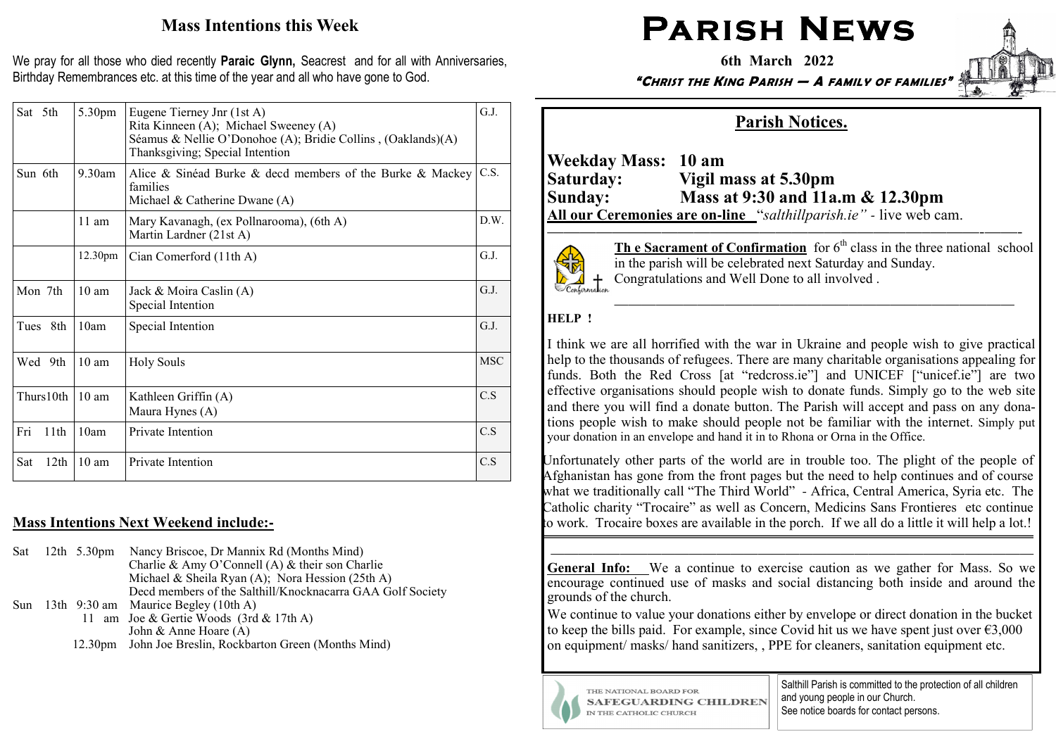# Parish News

**6th March 2022**

***"Christ the King Parish — A family of families"***

## Mass Intentions this Week

We pray for all those who died recently **Paraic Glynn,** Seacrest and for all with Anniversaries, Birthday Remembrances etc. at this time of the year and all who have gone to God.

| | | | |
|---|---|---|---|
| Sat 5th | 5.30pm | Eugene Tierney Jnr (1st A)<br>Rita Kinneen (A); Michael Sweeney (A)<br>Séamus & Nellie O'Donohoe (A); Bridie Collins , (Oaklands)(A)<br>Thanksgiving; Special Intention | G.J. |
| Sun 6th | 9.30am | Alice & Sinéad Burke & decd members of the Burke & Mackey families<br>Michael & Catherine Dwane (A) | C.S. |
| | 11 am | Mary Kavanagh, (ex Pollnarooma), (6th A)<br>Martin Lardner (21st A) | D.W. |
| | 12.30pm | Cian Comerford (11th A) | G.J. |
| Mon 7th | 10 am | Jack & Moira Caslin (A)<br>Special Intention | G.J. |
| Tues 8th | 10am | Special Intention | G.J. |
| Wed 9th | 10 am | Holy Souls | MSC |
| Thurs10th | 10 am | Kathleen Griffin (A)<br>Maura Hynes (A) | C.S |
| Fri 11th | 10am | Private Intention | C.S |
| Sat 12th | 10 am | Private Intention | C.S |

## Mass Intentions Next Weekend include:-

Sat 12th 5.30pm Nancy Briscoe, Dr Mannix Rd (Months Mind)
Charlie & Amy O'Connell (A) & their son Charlie
Michael & Sheila Ryan (A); Nora Hession (25th A)
Decd members of the Salthill/Knocknacarra GAA Golf Society

Sun 13th 9:30 am Maurice Begley (10th A)
11 am Joe & Gertie Woods (3rd & 17th A)
John & Anne Hoare (A)
12.30pm John Joe Breslin, Rockbarton Green (Months Mind)

## Parish Notices.

**Weekday Mass: 10 am**
**Saturday: Vigil mass at 5.30pm**
**Sunday: Mass at 9:30 and 11a.m & 12.30pm**
**All our Ceremonies are on-line** "*salthillparish.ie"* - live web cam.

**Th e Sacrament of Confirmation** for 6th class in the three national school in the parish will be celebrated next Saturday and Sunday. Congratulations and Well Done to all involved .

**HELP !**

I think we are all horrified with the war in Ukraine and people wish to give practical help to the thousands of refugees. There are many charitable organisations appealing for funds. Both the Red Cross [at "redcross.ie"] and UNICEF ["unicef.ie"] are two effective organisations should people wish to donate funds. Simply go to the web site and there you will find a donate button. The Parish will accept and pass on any donations people wish to make should people not be familiar with the internet. Simply put your donation in an envelope and hand it in to Rhona or Orna in the Office.

Unfortunately other parts of the world are in trouble too. The plight of the people of Afghanistan has gone from the front pages but the need to help continues and of course what we traditionally call "The Third World" - Africa, Central America, Syria etc. The Catholic charity "Trocaire" as well as Concern, Medicins Sans Frontieres etc continue to work. Trocaire boxes are available in the porch. If we all do a little it will help a lot.!

**General Info:** We a continue to exercise caution as we gather for Mass. So we encourage continued use of masks and social distancing both inside and around the grounds of the church.

We continue to value your donations either by envelope or direct donation in the bucket to keep the bills paid. For example, since Covid hit us we have spent just over €3,000 on equipment/ masks/ hand sanitizers, , PPE for cleaners, sanitation equipment etc.

THE NATIONAL BOARD FOR SAFEGUARDING CHILDREN IN THE CATHOLIC CHURCH

Salthill Parish is committed to the protection of all children and young people in our Church.
See notice boards for contact persons.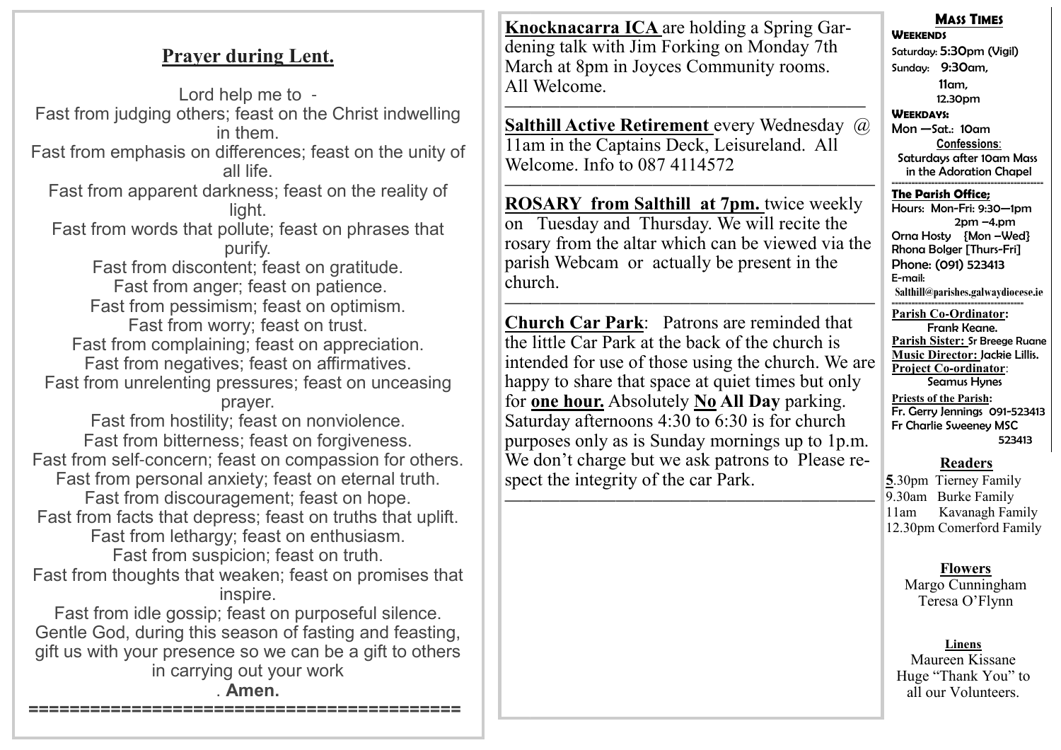## Prayer during Lent.

Lord help me to -

Fast from judging others; feast on the Christ indwelling in them.
Fast from emphasis on differences; feast on the unity of all life.
Fast from apparent darkness; feast on the reality of light.
Fast from words that pollute; feast on phrases that purify.
Fast from discontent; feast on gratitude.
Fast from anger; feast on patience.
Fast from pessimism; feast on optimism.
Fast from worry; feast on trust.
Fast from complaining; feast on appreciation.
Fast from negatives; feast on affirmatives.
Fast from unrelenting pressures; feast on unceasing prayer.
Fast from hostility; feast on nonviolence.
Fast from bitterness; feast on forgiveness.
Fast from self-concern; feast on compassion for others.
Fast from personal anxiety; feast on eternal truth.
Fast from discouragement; feast on hope.
Fast from facts that depress; feast on truths that uplift.
Fast from lethargy; feast on enthusiasm.
Fast from suspicion; feast on truth.
Fast from thoughts that weaken; feast on promises that inspire.
Fast from idle gossip; feast on purposeful silence.
Gentle God, during this season of fasting and feasting, gift us with your presence so we can be a gift to others in carrying out your work

. **Amen.**

==========================================

**Knocknacarra ICA** are holding a Spring Gardening talk with Jim Forking on Monday 7th March at 8pm in Joyces Community rooms. All Welcome.

---

**Salthill Active Retirement** every Wednesday @ 11am in the Captains Deck, Leisureland. All Welcome. Info to 087 4114572

---

**ROSARY from Salthill at 7pm.** twice weekly on Tuesday and Thursday. We will recite the rosary from the altar which can be viewed via the parish Webcam or actually be present in the church.

---

**Church Car Park**: Patrons are reminded that the little Car Park at the back of the church is intended for use of those using the church. We are happy to share that space at quiet times but only for **one hour.** Absolutely **No All Day** parking. Saturday afternoons 4:30 to 6:30 is for church purposes only as is Sunday mornings up to 1p.m. We don't charge but we ask patrons to Please respect the integrity of the car Park.

---

### Mass Times

**Weekends**

Saturday: 5:30pm (Vigil)
Sunday: 9:30am,
11am,
12.30pm

**Weekdays:**

Mon —Sat.: 10am

**Confessions**:
Saturdays after 10am Mass in the Adoration Chapel

**The Parish Office;**

Hours: Mon-Fri: 9:30—1pm
2pm —4.pm
Orna Hosty {Mon —Wed}
Rhona Bolger [Thurs-Fri]
Phone: (091) 523413
E-mail:
Salthill@parishes.galwaydiocese.ie

**Parish Co-Ordinator:** Frank Keane.
**Parish Sister:** Sr Breege Ruane
**Music Director:** Jackie Lillis.
**Project Co-ordinator**: Seamus Hynes

**Priests of the Parish:**
Fr. Gerry Jennings 091-523413
Fr Charlie Sweeney MSC 523413

**Readers**

5.30pm Tierney Family
9.30am Burke Family
11am Kavanagh Family
12.30pm Comerford Family

**Flowers**

Margo Cunningham
Teresa O'Flynn

**Linens**

Maureen Kissane
Huge "Thank You" to all our Volunteers.